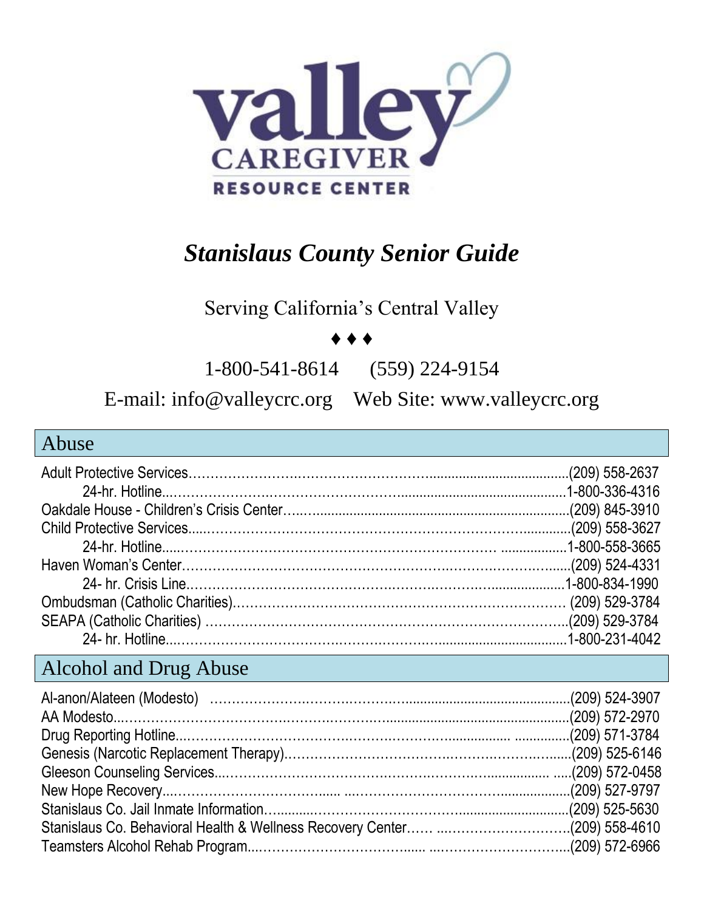valley CAREGIVER RESOURCE CENTER

# *Stanislaus County Senior Guide*

Serving California's Central Valley

♦ ♦ ♦

1-800-541-8614     (559) 224-9154

E-mail: info@valleycrc.org     Web Site: www.valleycrc.org

## Abuse

| | |
|---|---|
| Adult Protective Services | (209) 558-2637 |
| 24-hr. Hotline | 1-800-336-4316 |
| Oakdale House - Children's Crisis Center | (209) 845-3910 |
| Child Protective Services | (209) 558-3627 |
| 24-hr. Hotline | 1-800-558-3665 |
| Haven Woman's Center | (209) 524-4331 |
| 24- hr. Crisis Line | 1-800-834-1990 |
| Ombudsman (Catholic Charities) | (209) 529-3784 |
| SEAPA (Catholic Charities) | (209) 529-3784 |
| 24- hr. Hotline | 1-800-231-4042 |

## Alcohol and Drug Abuse

| | |
|---|---|
| Al-anon/Alateen (Modesto) | (209) 524-3907 |
| AA Modesto | (209) 572-2970 |
| Drug Reporting Hotline | (209) 571-3784 |
| Genesis (Narcotic Replacement Therapy) | (209) 525-6146 |
| Gleeson Counseling Services | (209) 572-0458 |
| New Hope Recovery | (209) 527-9797 |
| Stanislaus Co. Jail Inmate Information | (209) 525-5630 |
| Stanislaus Co. Behavioral Health & Wellness Recovery Center | (209) 558-4610 |
| Teamsters Alcohol Rehab Program | (209) 572-6966 |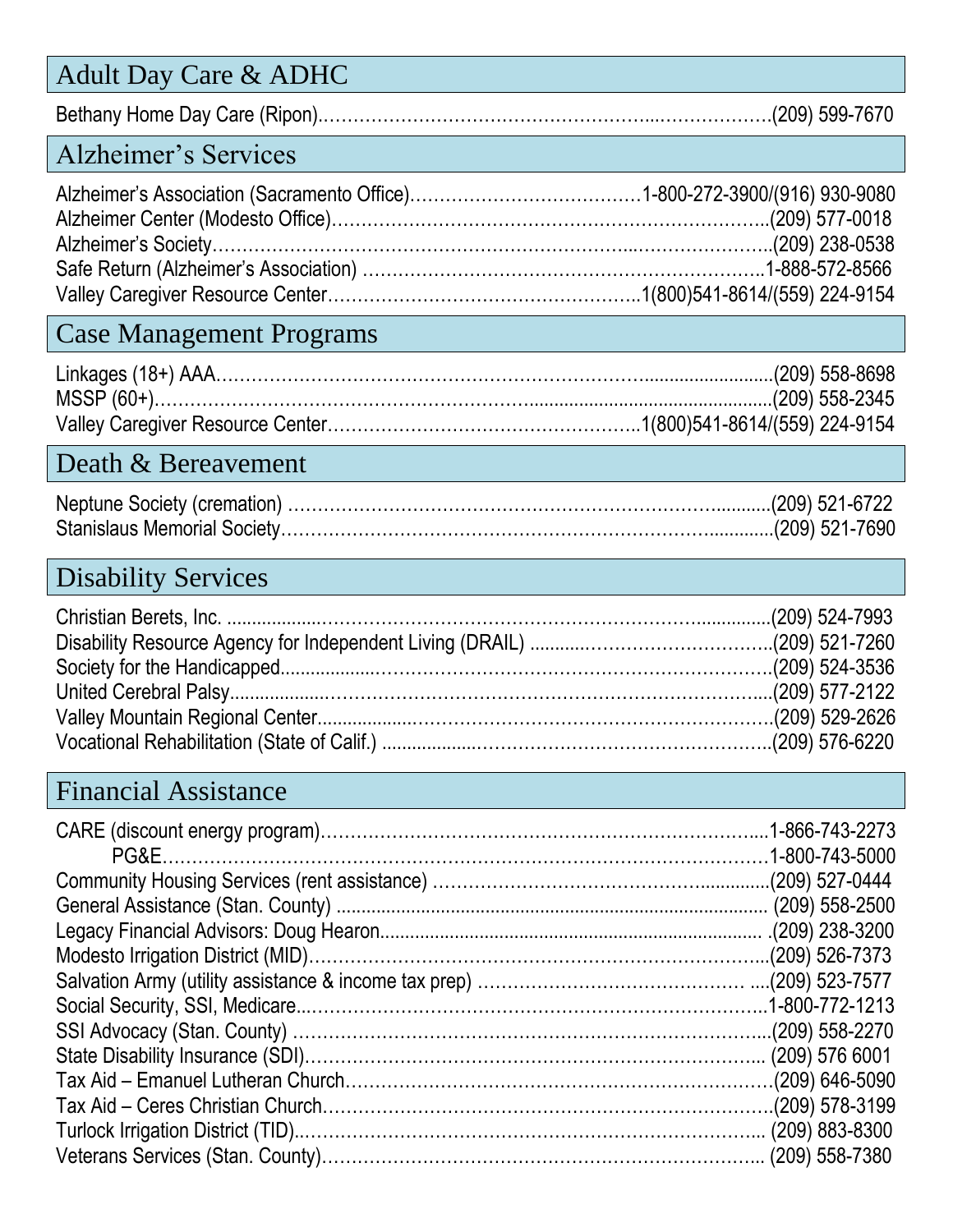## Adult Day Care & ADHC

Bethany Home Day Care (Ripon)……………………………………………...………………(209) 599-7670

## Alzheimer's Services

Alzheimer's Association (Sacramento Office)…………………………………1-800-272-3900/(916) 930-9080
Alzheimer Center (Modesto Office)…………………………………………………………..(209) 577-0018
Alzheimer's Society……………………………………………………………...…………………..(209) 238-0538
Safe Return (Alzheimer's Association) …………………………………………………………..1-888-572-8566
Valley Caregiver Resource Center……………………………………………..1(800)541-8614/(559) 224-9154

## Case Management Programs

Linkages (18+) AAA……………………………………………………………..........................(209) 558-8698
MSSP (60+)……………………………………………………...................................................(209) 558-2345
Valley Caregiver Resource Center……………………………………………..1(800)541-8614/(559) 224-9154

## Death & Bereavement

Neptune Society (cremation) ……………………………………………………………….............(209) 521-6722
Stanislaus Memorial Society………………………………………………………………...............(209) 521-7690

## Disability Services

Christian Berets, Inc. ..................…………………………………………………………...............(209) 524-7993
Disability Resource Agency for Independent Living (DRAIL) ..........……………………………..(209) 521-7260
Society for the Handicapped...................………………………………………………………….(209) 524-3536
United Cerebral Palsy...................……………………………………………………………......(209) 577-2122
Valley Mountain Regional Center..................…………………………………………………….(209) 529-2626
Vocational Rehabilitation (State of Calif.) ..................…………………………………………..(209) 576-6220

## Financial Assistance

CARE (discount energy program)…………………………………………………………….....1-866-743-2273
PG&E……………………………………………………………………………………….1-800-743-5000
Community Housing Services (rent assistance) …………………………………….............(209) 527-0444
General Assistance (Stan. County) ....................................................................................... (209) 558-2500
Legacy Financial Advisors: Doug Hearon........................................................................... .(209) 238-3200
Modesto Irrigation District (MID)……………………………………………………………….....(209) 526-7373
Salvation Army (utility assistance & income tax prep) ………………………………………. ....(209) 523-7577
Social Security, SSI, Medicare...………………………………………………………………….1-800-772-1213
SSI Advocacy (Stan. County) ………………………………………………………………......(209) 558-2270
State Disability Insurance (SDI)……………………………………………………………….... (209) 576 6001
Tax Aid – Emanuel Lutheran Church…………………………………………………………….(209) 646-5090
Tax Aid – Ceres Christian Church…………………………………………………………….….(209) 578-3199
Turlock Irrigation District (TID)..…………………………………………………………….….... (209) 883-8300
Veterans Services (Stan. County)……………………………………………………………….... (209) 558-7380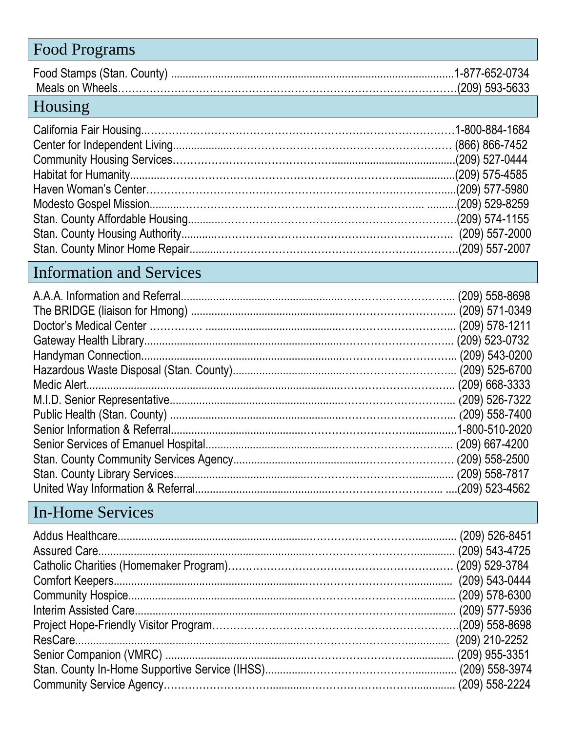## Food Programs

Food Stamps (Stan. County) ............................................................1-877-652-0734
Meals on Wheels..................................................................................(209) 593-5633

## Housing

California Fair Housing.......................................................................1-800-884-1684
Center for Independent Living............................................................(866) 866-7452
Community Housing Services............................................................(209) 527-0444
Habitat for Humanity...........................................................................(209) 575-4585
Haven Woman's Center.......................................................................(209) 577-5980
Modesto Gospel Mission.....................................................................(209) 529-8259
Stan. County Affordable Housing........................................................(209) 574-1155
Stan. County Housing Authority..........................................................(209) 557-2000
Stan. County Minor Home Repair........................................................(209) 557-2007

## Information and Services

A.A.A. Information and Referral..........................................................(209) 558-8698
The BRIDGE (liaison for Hmong) ........................................................(209) 571-0349
Doctor's Medical Center .....................................................................(209) 578-1211
Gateway Health Library......................................................................(209) 523-0732
Handyman Connection........................................................................(209) 543-0200
Hazardous Waste Disposal (Stan. County)...........................................(209) 525-6700
Medic Alert..........................................................................................(209) 668-3333
M.I.D. Senior Representative..............................................................(209) 526-7322
Public Health (Stan. County) ..............................................................(209) 558-7400
Senior Information & Referral.............................................................1-800-510-2020
Senior Services of Emanuel Hospital...................................................(209) 667-4200
Stan. County Community Services Agency...........................................(209) 558-2500
Stan. County Library Services.............................................................(209) 558-7817
United Way Information & Referral.....................................................(209) 523-4562

## In-Home Services

Addus Healthcare.................................................................................(209) 526-8451
Assured Care.......................................................................................(209) 543-4725
Catholic Charities (Homemaker Program)............................................(209) 529-3784
Comfort Keepers..................................................................................(209) 543-0444
Community Hospice.............................................................................(209) 578-6300
Interim Assisted Care..........................................................................(209) 577-5936
Project Hope-Friendly Visitor Program.................................................(209) 558-8698
ResCare...............................................................................................(209) 210-2252
Senior Companion (VMRC) ................................................................(209) 955-3351
Stan. County In-Home Supportive Service (IHSS)..................................(209) 558-3974
Community Service Agency.................................................................(209) 558-2224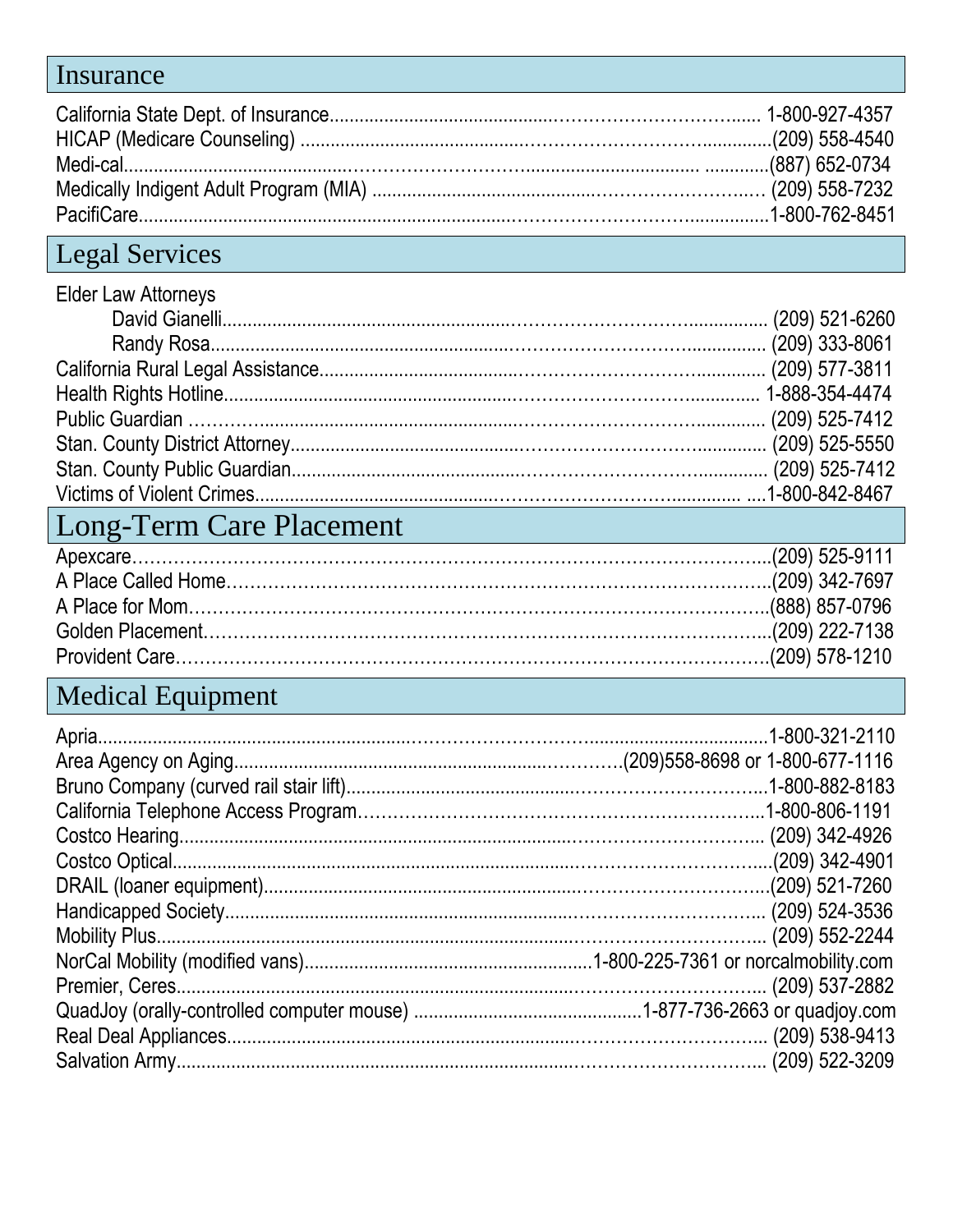## Insurance

California State Dept. of Insurance................................................ 1-800-927-4357
HICAP (Medicare Counseling) ................................................(209) 558-4540
Medi-cal................................................ .............(887) 652-0734
Medically Indigent Adult Program (MIA) ................................................ (209) 558-7232
PacifiCare................................................1-800-762-8451

## Legal Services

Elder Law Attorneys

- David Gianelli................................................ (209) 521-6260
- Randy Rosa................................................ (209) 333-8061

California Rural Legal Assistance................................................ (209) 577-3811
Health Rights Hotline................................................ 1-888-354-4474
Public Guardian ................................................ (209) 525-7412
Stan. County District Attorney................................................ (209) 525-5550
Stan. County Public Guardian................................................ (209) 525-7412
Victims of Violent Crimes................................................ ....1-800-842-8467

## Long-Term Care Placement

Apexcare................................................(209) 525-9111
A Place Called Home................................................(209) 342-7697
A Place for Mom................................................(888) 857-0796
Golden Placement................................................(209) 222-7138
Provident Care................................................(209) 578-1210

## Medical Equipment

Apria................................................1-800-321-2110
Area Agency on Aging................................................(209)558-8698 or 1-800-677-1116
Bruno Company (curved rail stair lift)................................................1-800-882-8183
California Telephone Access Program................................................1-800-806-1191
Costco Hearing................................................ (209) 342-4926
Costco Optical................................................(209) 342-4901
DRAIL (loaner equipment)................................................(209) 521-7260
Handicapped Society................................................ (209) 524-3536
Mobility Plus................................................ (209) 552-2244
NorCal Mobility (modified vans)................................................1-800-225-7361 or norcalmobility.com
Premier, Ceres................................................ (209) 537-2882
QuadJoy (orally-controlled computer mouse) ................................................1-877-736-2663 or quadjoy.com
Real Deal Appliances................................................ (209) 538-9413
Salvation Army................................................ (209) 522-3209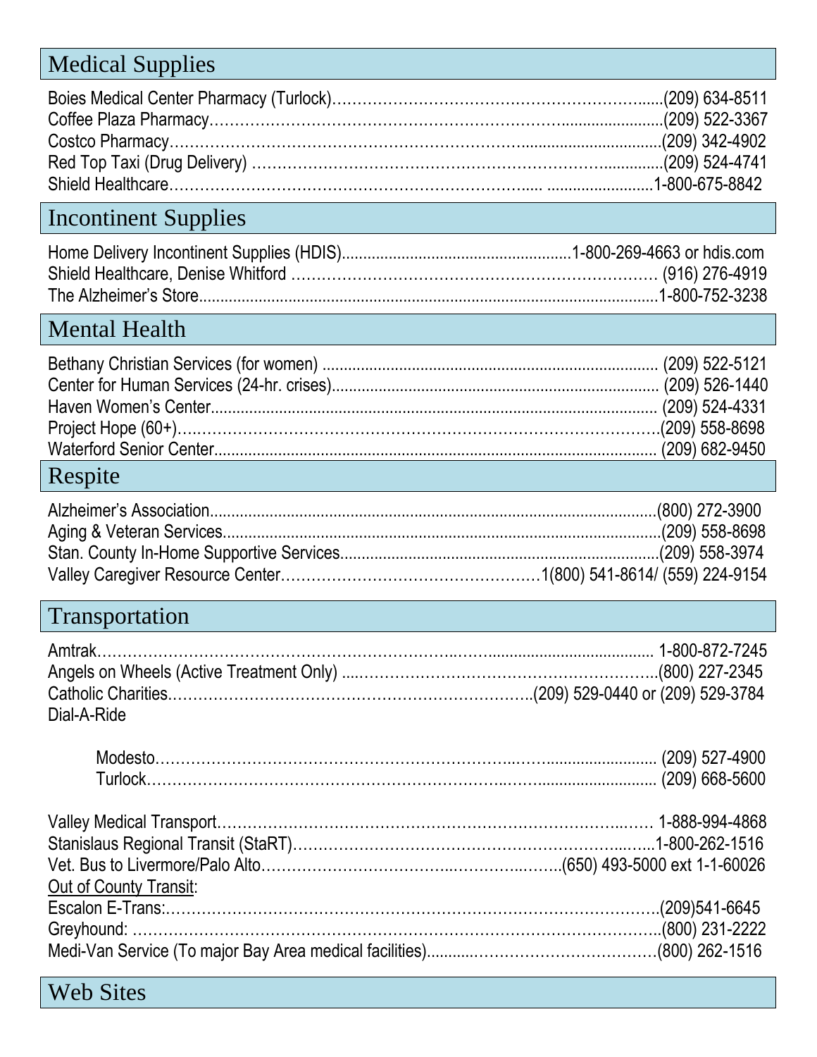## Medical Supplies

Boies Medical Center Pharmacy (Turlock)........(209) 634-8511
Coffee Plaza Pharmacy........(209) 522-3367
Costco Pharmacy........(209) 342-4902
Red Top Taxi (Drug Delivery) ........(209) 524-4741
Shield Healthcare........1-800-675-8842

## Incontinent Supplies

Home Delivery Incontinent Supplies (HDIS)........1-800-269-4663 or hdis.com
Shield Healthcare, Denise Whitford ........(916) 276-4919
The Alzheimer's Store........1-800-752-3238

## Mental Health

Bethany Christian Services (for women) ........(209) 522-5121
Center for Human Services (24-hr. crises)........(209) 526-1440
Haven Women's Center........(209) 524-4331
Project Hope (60+)........(209) 558-8698
Waterford Senior Center........(209) 682-9450

## Respite

Alzheimer's Association........(800) 272-3900
Aging & Veteran Services........(209) 558-8698
Stan. County In-Home Supportive Services........(209) 558-3974
Valley Caregiver Resource Center........1(800) 541-8614/ (559) 224-9154

## Transportation

Amtrak........1-800-872-7245
Angels on Wheels (Active Treatment Only) ........(800) 227-2345
Catholic Charities........(209) 529-0440 or (209) 529-3784
Dial-A-Ride

- Modesto........(209) 527-4900
- Turlock........(209) 668-5600

Valley Medical Transport........1-888-994-4868
Stanislaus Regional Transit (StaRT)........1-800-262-1516
Vet. Bus to Livermore/Palo Alto........(650) 493-5000 ext 1-1-60026

Out of County Transit:

Escalon E-Trans:........(209)541-6645
Greyhound: ........(800) 231-2222
Medi-Van Service (To major Bay Area medical facilities)........(800) 262-1516

## Web Sites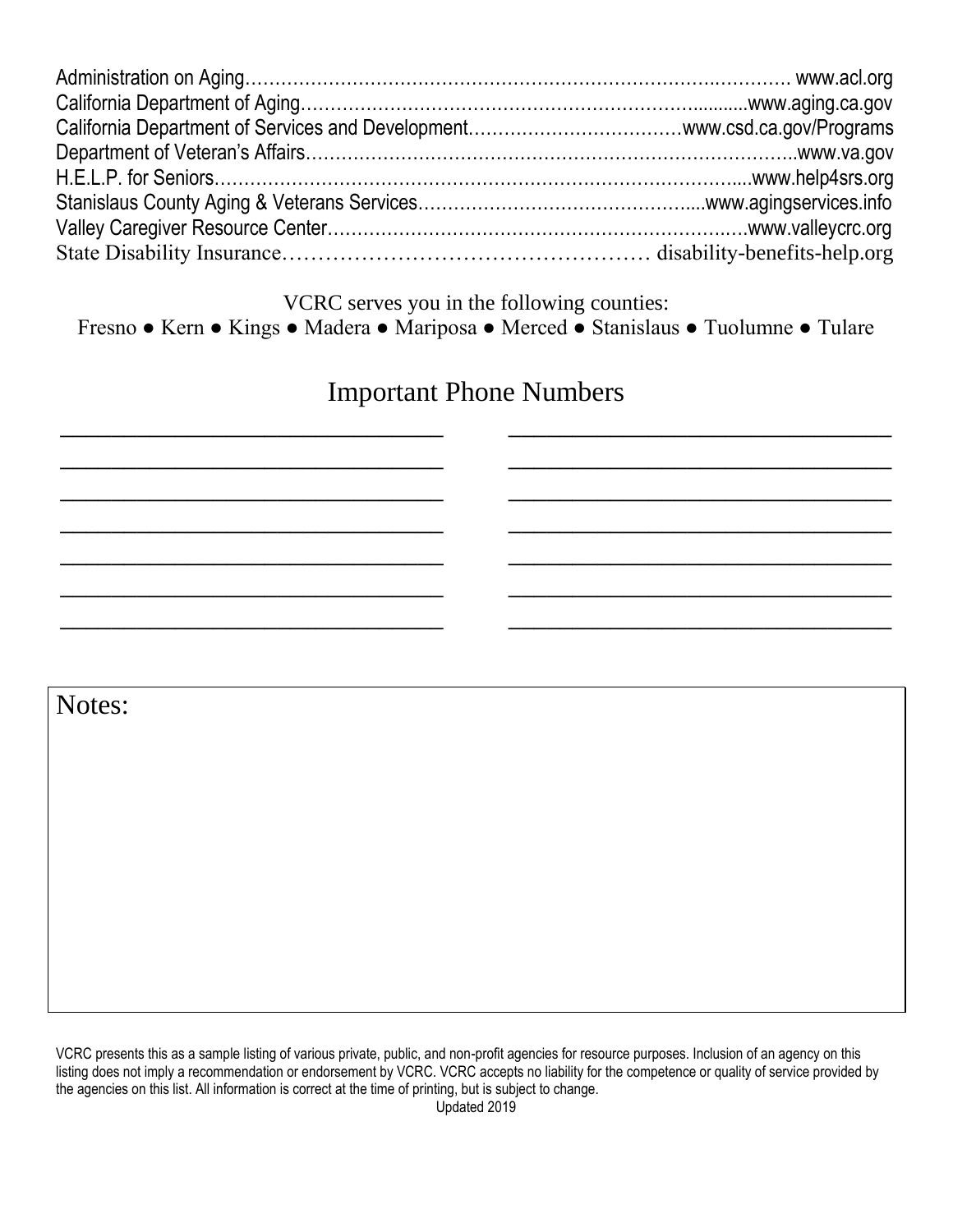Administration on Aging………………………………………………………………………. www.acl.org
California Department of Aging……………………………………………………….........www.aging.ca.gov
California Department of Services and Development………………………………www.csd.ca.gov/Programs
Department of Veteran's Affairs………………………………………………………………..www.va.gov
H.E.L.P. for Seniors……………………………………………………………………....www.help4srs.org
Stanislaus County Aging & Veterans Services…………………………………….....www.agingservices.info
Valley Caregiver Resource Center……………………………………………………….www.valleycrc.org
State Disability Insurance…………………………………………… disability-benefits-help.org

VCRC serves you in the following counties:
Fresno ● Kern ● Kings ● Madera ● Mariposa ● Merced ● Stanislaus ● Tuolumne ● Tulare

## Important Phone Numbers

| | |
|---|---|
| ______________________________ | ______________________________ |
| ______________________________ | ______________________________ |
| ______________________________ | ______________________________ |
| ______________________________ | ______________________________ |
| ______________________________ | ______________________________ |
| ______________________________ | ______________________________ |
| ______________________________ | ______________________________ |

Notes:

VCRC presents this as a sample listing of various private, public, and non-profit agencies for resource purposes. Inclusion of an agency on this listing does not imply a recommendation or endorsement by VCRC. VCRC accepts no liability for the competence or quality of service provided by the agencies on this list. All information is correct at the time of printing, but is subject to change.

Updated 2019